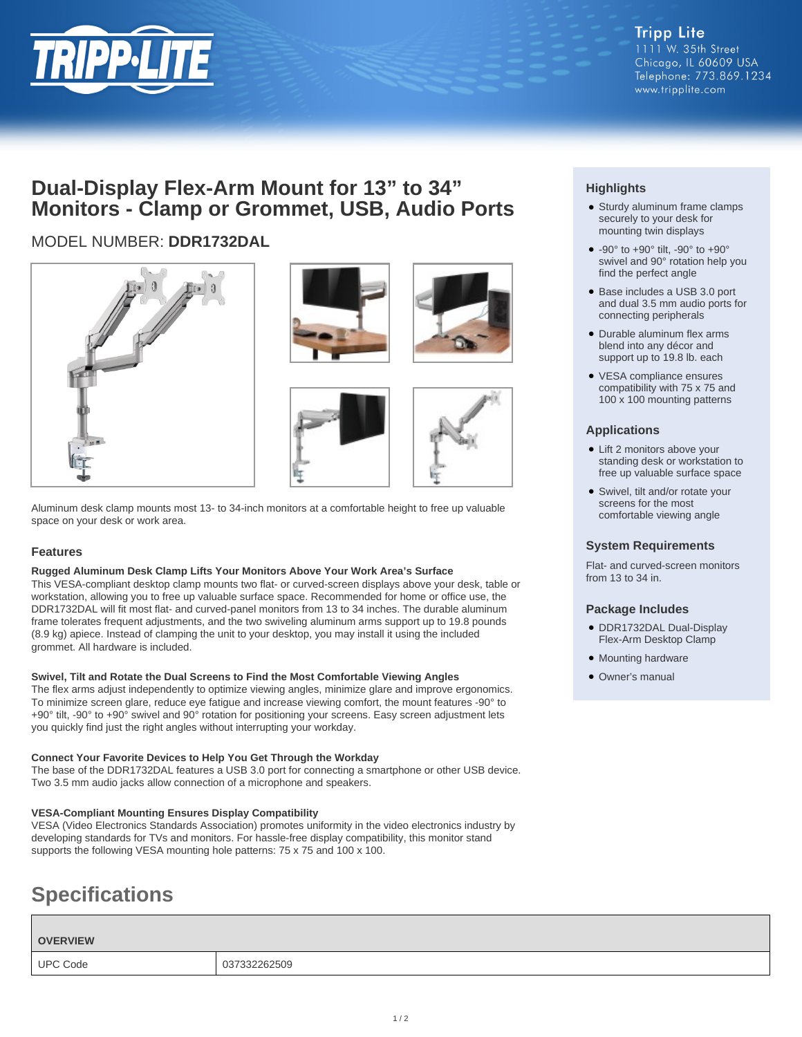Tripp Lite
1111 W. 35th Street
Chicago, IL 60609 USA
Telephone: 773.869.1234
www.tripplite.com

# Dual-Display Flex-Arm Mount for 13" to 34" Monitors - Clamp or Grommet, USB, Audio Ports

MODEL NUMBER: **DDR1732DAL**

Aluminum desk clamp mounts most 13- to 34-inch monitors at a comfortable height to free up valuable space on your desk or work area.

## Features

**Rugged Aluminum Desk Clamp Lifts Your Monitors Above Your Work Area's Surface**

This VESA-compliant desktop clamp mounts two flat- or curved-screen displays above your desk, table or workstation, allowing you to free up valuable surface space. Recommended for home or office use, the DDR1732DAL will fit most flat- and curved-panel monitors from 13 to 34 inches. The durable aluminum frame tolerates frequent adjustments, and the two swiveling aluminum arms support up to 19.8 pounds (8.9 kg) apiece. Instead of clamping the unit to your desktop, you may install it using the included grommet. All hardware is included.

**Swivel, Tilt and Rotate the Dual Screens to Find the Most Comfortable Viewing Angles**

The flex arms adjust independently to optimize viewing angles, minimize glare and improve ergonomics. To minimize screen glare, reduce eye fatigue and increase viewing comfort, the mount features -90° to +90° tilt, -90° to +90° swivel and 90° rotation for positioning your screens. Easy screen adjustment lets you quickly find just the right angles without interrupting your workday.

**Connect Your Favorite Devices to Help You Get Through the Workday**

The base of the DDR1732DAL features a USB 3.0 port for connecting a smartphone or other USB device. Two 3.5 mm audio jacks allow connection of a microphone and speakers.

**VESA-Compliant Mounting Ensures Display Compatibility**

VESA (Video Electronics Standards Association) promotes uniformity in the video electronics industry by developing standards for TVs and monitors. For hassle-free display compatibility, this monitor stand supports the following VESA mounting hole patterns: 75 x 75 and 100 x 100.

## Highlights

- Sturdy aluminum frame clamps securely to your desk for mounting twin displays
- -90° to +90° tilt, -90° to +90° swivel and 90° rotation help you find the perfect angle
- Base includes a USB 3.0 port and dual 3.5 mm audio ports for connecting peripherals
- Durable aluminum flex arms blend into any décor and support up to 19.8 lb. each
- VESA compliance ensures compatibility with 75 x 75 and 100 x 100 mounting patterns

## Applications

- Lift 2 monitors above your standing desk or workstation to free up valuable surface space
- Swivel, tilt and/or rotate your screens for the most comfortable viewing angle

## System Requirements

Flat- and curved-screen monitors from 13 to 34 in.

## Package Includes

- DDR1732DAL Dual-Display Flex-Arm Desktop Clamp
- Mounting hardware
- Owner's manual

# Specifications

| OVERVIEW | |
|---|---|
| UPC Code | 037332262509 |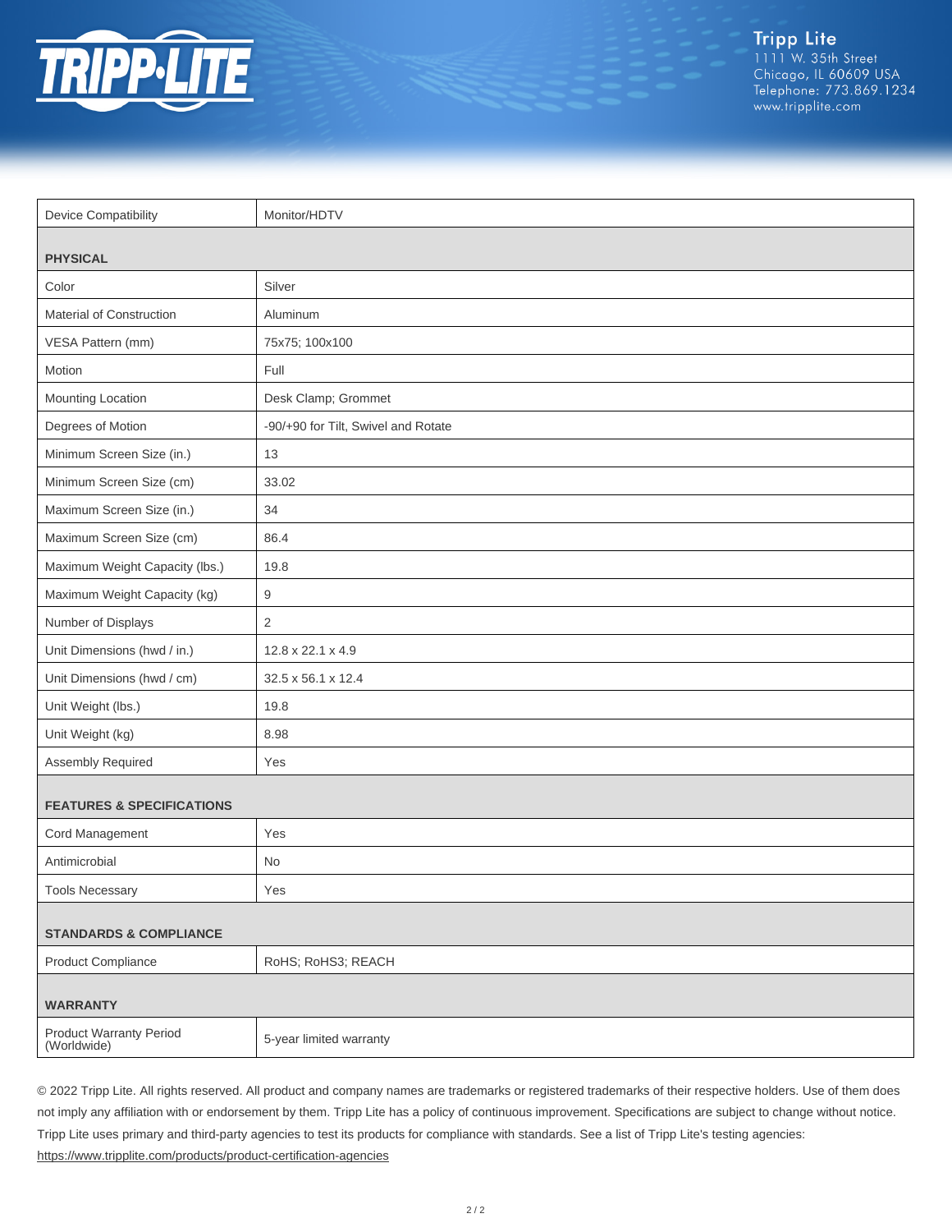| | |
|---|---|
| Device Compatibility | Monitor/HDTV |
| **PHYSICAL** | |
| Color | Silver |
| Material of Construction | Aluminum |
| VESA Pattern (mm) | 75x75; 100x100 |
| Motion | Full |
| Mounting Location | Desk Clamp; Grommet |
| Degrees of Motion | -90/+90 for Tilt, Swivel and Rotate |
| Minimum Screen Size (in.) | 13 |
| Minimum Screen Size (cm) | 33.02 |
| Maximum Screen Size (in.) | 34 |
| Maximum Screen Size (cm) | 86.4 |
| Maximum Weight Capacity (lbs.) | 19.8 |
| Maximum Weight Capacity (kg) | 9 |
| Number of Displays | 2 |
| Unit Dimensions (hwd / in.) | 12.8 x 22.1 x 4.9 |
| Unit Dimensions (hwd / cm) | 32.5 x 56.1 x 12.4 |
| Unit Weight (lbs.) | 19.8 |
| Unit Weight (kg) | 8.98 |
| Assembly Required | Yes |
| **FEATURES & SPECIFICATIONS** | |
| Cord Management | Yes |
| Antimicrobial | No |
| Tools Necessary | Yes |
| **STANDARDS & COMPLIANCE** | |
| Product Compliance | RoHS; RoHS3; REACH |
| **WARRANTY** | |
| Product Warranty Period (Worldwide) | 5-year limited warranty |

© 2022 Tripp Lite. All rights reserved. All product and company names are trademarks or registered trademarks of their respective holders. Use of them does not imply any affiliation with or endorsement by them. Tripp Lite has a policy of continuous improvement. Specifications are subject to change without notice. Tripp Lite uses primary and third-party agencies to test its products for compliance with standards. See a list of Tripp Lite's testing agencies: https://www.tripplite.com/products/product-certification-agencies